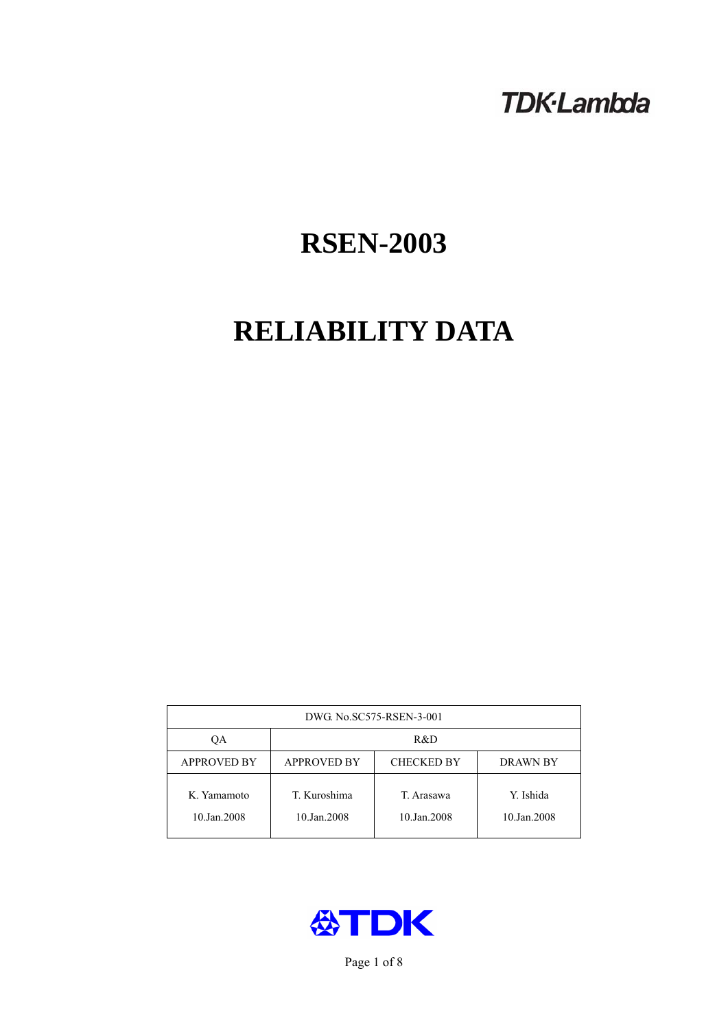TDK·Lambda

# RSEN-2003

# RELIABILITY DATA

| DWG. No.SC575-RSEN-3-001 | | | |
|---|---|---|---|
| QA | R&D | | |
| APPROVED BY | APPROVED BY | CHECKED BY | DRAWN BY |
| K. Yamamoto<br>10.Jan.2008 | T. Kuroshima<br>10.Jan.2008 | T. Arasawa<br>10.Jan.2008 | Y. Ishida<br>10.Jan.2008 |

TDK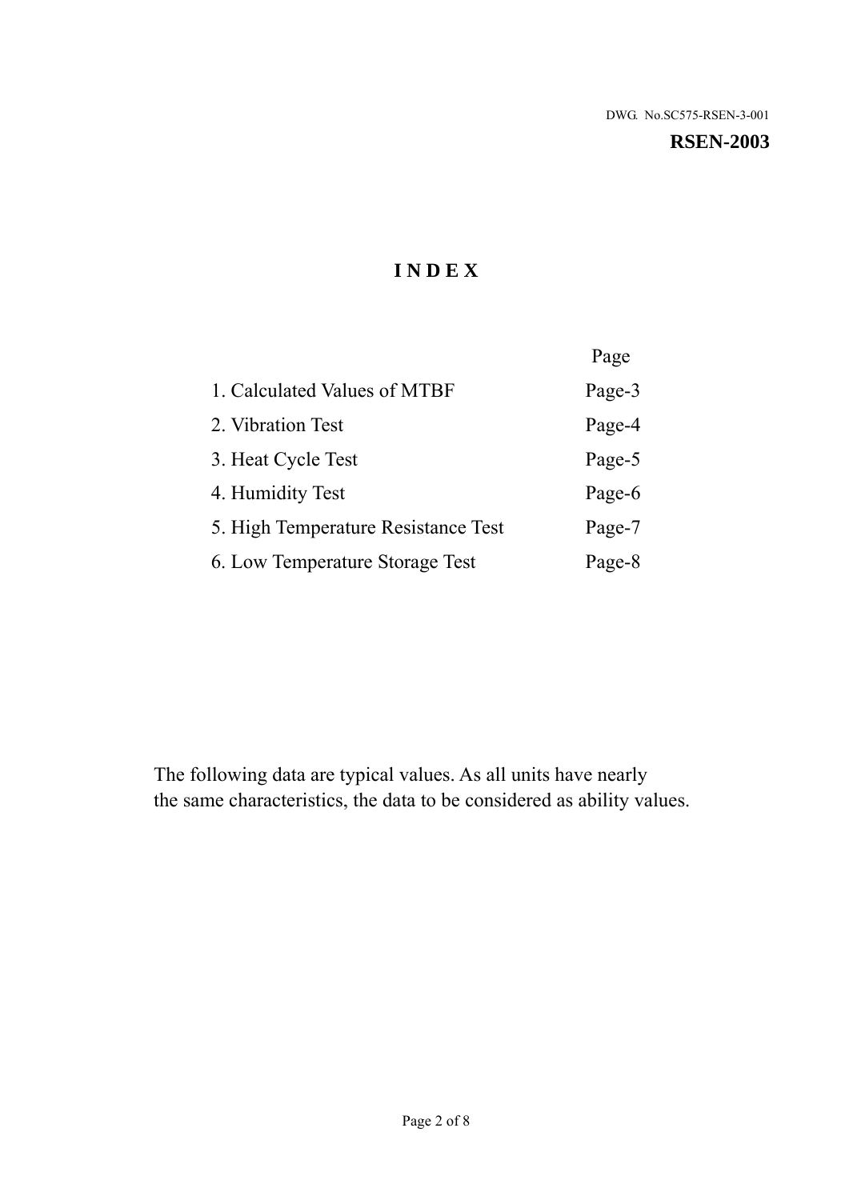DWG. No.SC575-RSEN-3-001

**RSEN-2003**

# I N D E X

| | Page |
|---|---|
| 1. Calculated Values of MTBF | Page-3 |
| 2. Vibration Test | Page-4 |
| 3. Heat Cycle Test | Page-5 |
| 4. Humidity Test | Page-6 |
| 5. High Temperature Resistance Test | Page-7 |
| 6. Low Temperature Storage Test | Page-8 |

The following data are typical values. As all units have nearly the same characteristics, the data to be considered as ability values.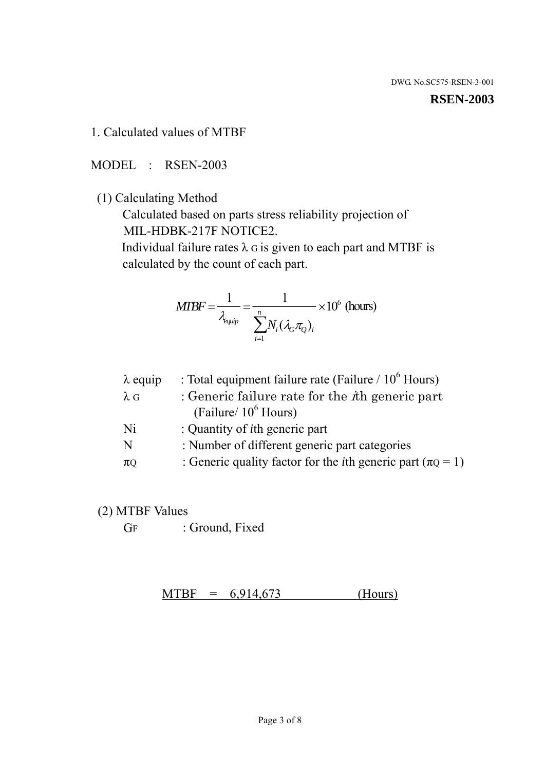DWG. No.SC575-RSEN-3-001

**RSEN-2003**

## 1. Calculated values of MTBF

MODEL : RSEN-2003

(1) Calculating Method

Calculated based on parts stress reliability projection of MIL-HDBK-217F NOTICE2.

Individual failure rates $\lambda_G$ is given to each part and MTBF is calculated by the count of each part.

$$MTBF = \frac{1}{\lambda_{equip}} = \frac{1}{\sum_{i=1}^{n} N_i (\lambda_G \pi_Q)_i} \times 10^6 \text{ (hours)}$$

| | |
|---|---|
| $\lambda$ equip | : Total equipment failure rate (Failure / $10^6$ Hours) |
| $\lambda_G$ | : Generic failure rate for the *i*th generic part (Failure/ $10^6$ Hours) |
| Ni | : Quantity of *i*th generic part |
| N | : Number of different generic part categories |
| $\pi_Q$ | : Generic quality factor for the *i*th generic part ($\pi_Q = 1$) |

(2) MTBF Values

$G_F$ : Ground, Fixed

MTBF = 6,914,673 (Hours)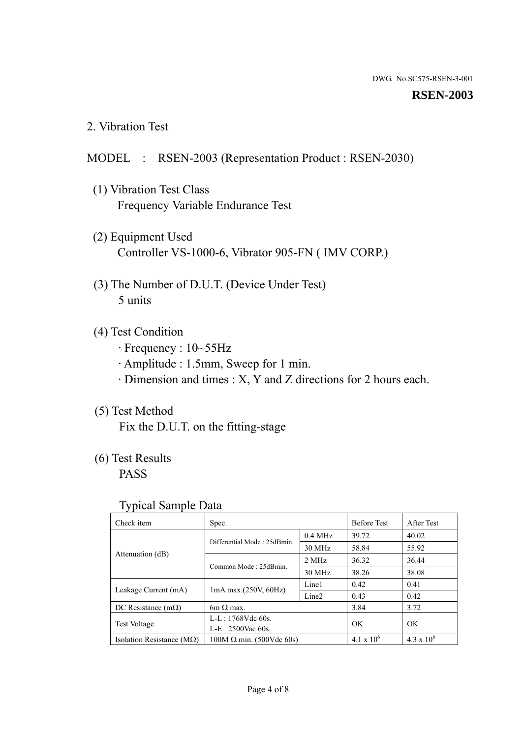DWG. No.SC575-RSEN-3-001

**RSEN-2003**

## 2. Vibration Test

MODEL : RSEN-2003 (Representation Product : RSEN-2030)

(1) Vibration Test Class
Frequency Variable Endurance Test

(2) Equipment Used
Controller VS-1000-6, Vibrator 905-FN ( IMV CORP.)

(3) The Number of D.U.T. (Device Under Test)
5 units

(4) Test Condition
· Frequency : 10~55Hz
· Amplitude : 1.5mm, Sweep for 1 min.
· Dimension and times : X, Y and Z directions for 2 hours each.

(5) Test Method
Fix the D.U.T. on the fitting-stage

(6) Test Results
PASS

Typical Sample Data

| Check item | Spec. | | Before Test | After Test |
|---|---|---|---|---|
| Attenuation (dB) | Differential Mode : 25dBmin. | 0.4 MHz | 39.72 | 40.02 |
| | | 30 MHz | 58.84 | 55.92 |
| | Common Mode : 25dBmin. | 2 MHz | 36.32 | 36.44 |
| | | 30 MHz | 38.26 | 38.08 |
| Leakage Current (mA) | 1mA max.(250V, 60Hz) | Line1 | 0.42 | 0.41 |
| | | Line2 | 0.43 | 0.42 |
| DC Resistance (mΩ) | 6m Ω max. | | 3.84 | 3.72 |
| Test Voltage | L-L : 1768Vdc 60s.<br>L-E : 2500Vac 60s. | | OK | OK |
| Isolation Resistance (MΩ) | 100M Ω min. (500Vdc 60s) | | $4.1 \times 10^6$ | $4.3 \times 10^6$ |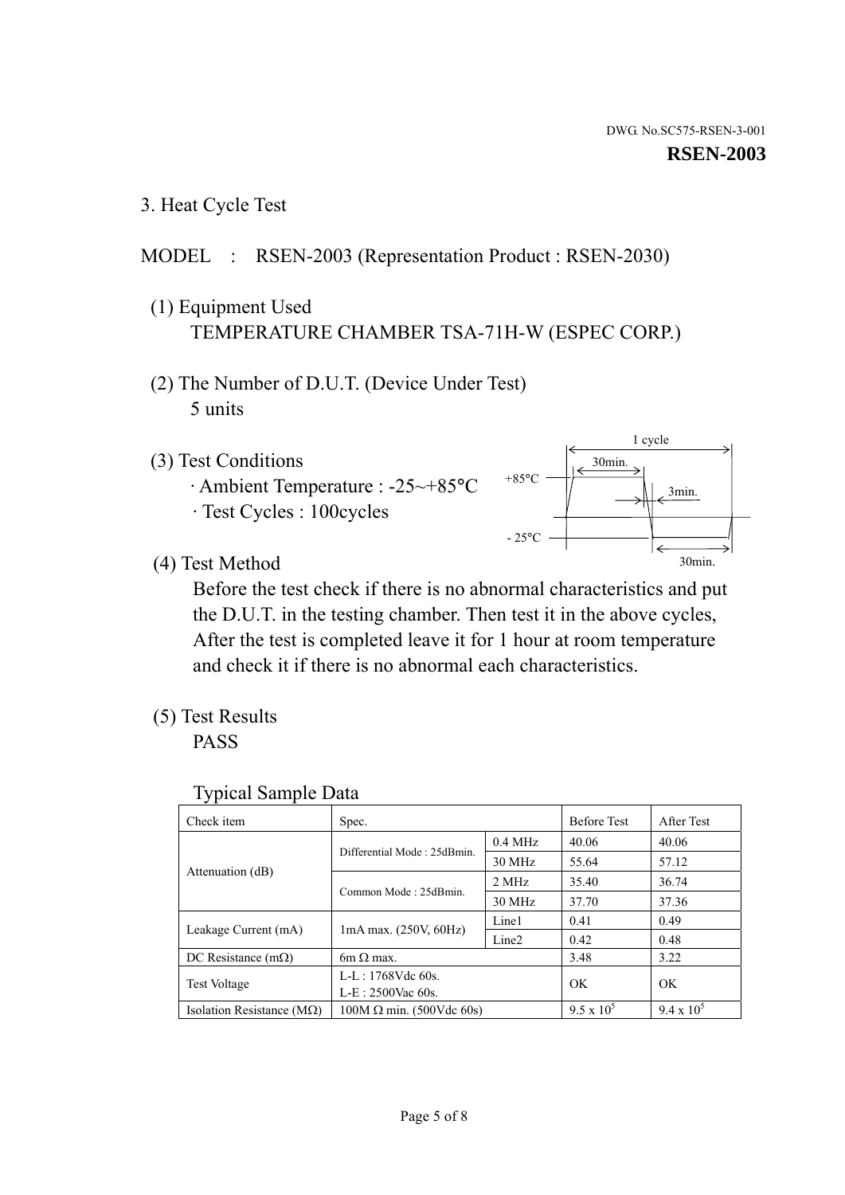DWG. No.SC575-RSEN-3-001

**RSEN-2003**

## 3. Heat Cycle Test

MODEL : RSEN-2003 (Representation Product : RSEN-2030)

(1) Equipment Used

TEMPERATURE CHAMBER TSA-71H-W (ESPEC CORP.)

(2) The Number of D.U.T. (Device Under Test)

5 units

(3) Test Conditions

· Ambient Temperature : -25~+85°C

· Test Cycles : 100cycles

1 cycle

30min.

+85°C

3min.

- 25°C

30min.

(4) Test Method

Before the test check if there is no abnormal characteristics and put the D.U.T. in the testing chamber. Then test it in the above cycles, After the test is completed leave it for 1 hour at room temperature and check it if there is no abnormal each characteristics.

(5) Test Results

PASS

Typical Sample Data

| Check item | Spec. | | Before Test | After Test |
|---|---|---|---|---|
| Attenuation (dB) | Differential Mode : 25dBmin. | 0.4 MHz | 40.06 | 40.06 |
| | | 30 MHz | 55.64 | 57.12 |
| | Common Mode : 25dBmin. | 2 MHz | 35.40 | 36.74 |
| | | 30 MHz | 37.70 | 37.36 |
| Leakage Current (mA) | 1mA max. (250V, 60Hz) | Line1 | 0.41 | 0.49 |
| | | Line2 | 0.42 | 0.48 |
| DC Resistance (mΩ) | 6m Ω max. | | 3.48 | 3.22 |
| Test Voltage | L-L : 1768Vdc 60s.<br>L-E : 2500Vac 60s. | | OK | OK |
| Isolation Resistance (MΩ) | 100M Ω min. (500Vdc 60s) | | $9.5 \times 10^5$ | $9.4 \times 10^5$ |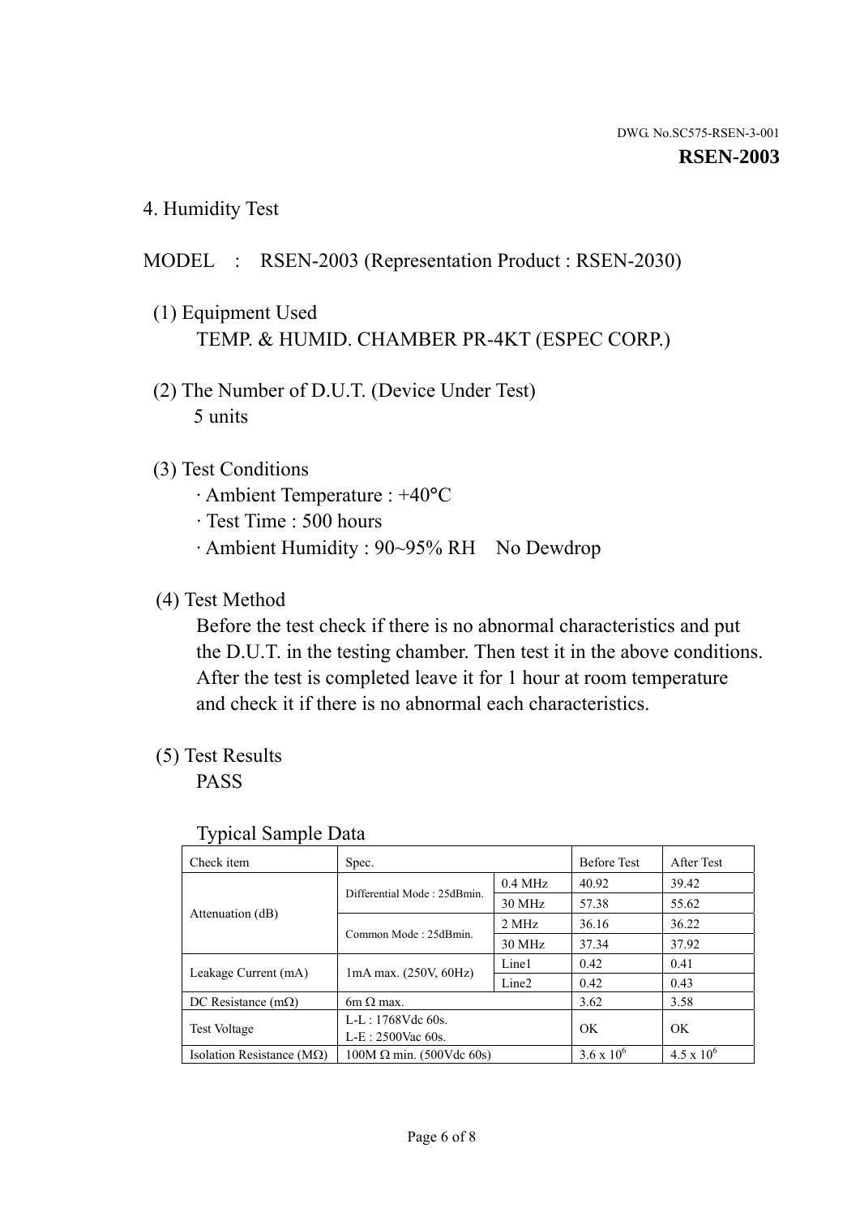DWG. No.SC575-RSEN-3-001

**RSEN-2003**

## 4. Humidity Test

MODEL : RSEN-2003 (Representation Product : RSEN-2030)

(1) Equipment Used
TEMP. & HUMID. CHAMBER PR-4KT (ESPEC CORP.)

(2) The Number of D.U.T. (Device Under Test)
5 units

(3) Test Conditions
- Ambient Temperature : +40°C
- Test Time : 500 hours
- Ambient Humidity : 90~95% RH No Dewdrop

(4) Test Method
Before the test check if there is no abnormal characteristics and put the D.U.T. in the testing chamber. Then test it in the above conditions. After the test is completed leave it for 1 hour at room temperature and check it if there is no abnormal each characteristics.

(5) Test Results
PASS

Typical Sample Data

| Check item | Spec. | | Before Test | After Test |
|---|---|---|---|---|
| Attenuation (dB) | Differential Mode : 25dBmin. | 0.4 MHz | 40.92 | 39.42 |
| | | 30 MHz | 57.38 | 55.62 |
| | Common Mode : 25dBmin. | 2 MHz | 36.16 | 36.22 |
| | | 30 MHz | 37.34 | 37.92 |
| Leakage Current (mA) | 1mA max. (250V, 60Hz) | Line1 | 0.42 | 0.41 |
| | | Line2 | 0.42 | 0.43 |
| DC Resistance (mΩ) | 6m Ω max. | | 3.62 | 3.58 |
| Test Voltage | L-L : 1768Vdc 60s. L-E : 2500Vac 60s. | | OK | OK |
| Isolation Resistance (MΩ) | 100M Ω min. (500Vdc 60s) | | $3.6 \times 10^6$ | $4.5 \times 10^6$ |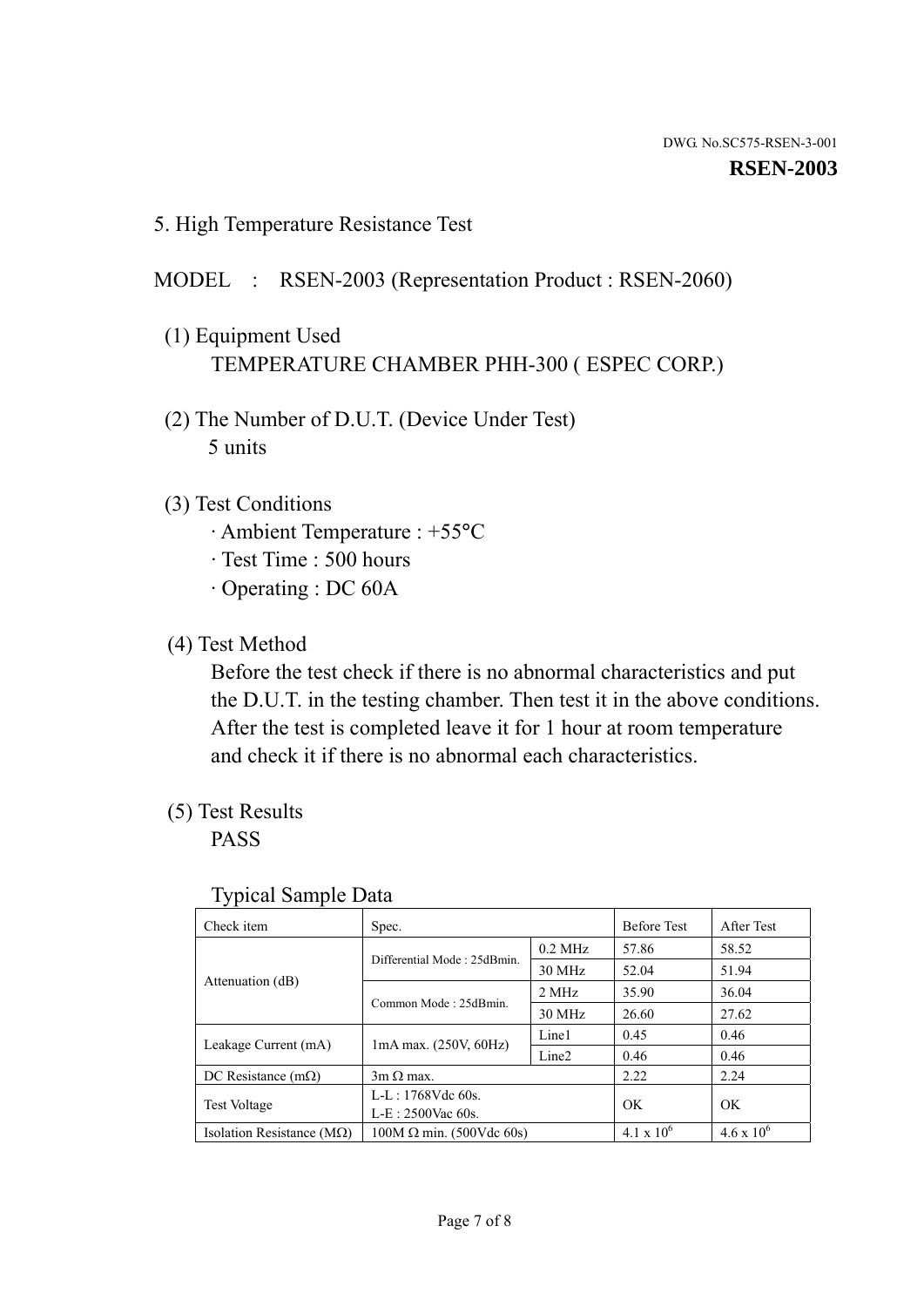DWG. No.SC575-RSEN-3-001

**RSEN-2003**

## 5. High Temperature Resistance Test

MODEL : RSEN-2003 (Representation Product : RSEN-2060)

(1) Equipment Used

TEMPERATURE CHAMBER PHH-300 ( ESPEC CORP.)

(2) The Number of D.U.T. (Device Under Test)

5 units

(3) Test Conditions

- Ambient Temperature : +55°C
- Test Time : 500 hours
- Operating : DC 60A

(4) Test Method

Before the test check if there is no abnormal characteristics and put the D.U.T. in the testing chamber. Then test it in the above conditions. After the test is completed leave it for 1 hour at room temperature and check it if there is no abnormal each characteristics.

(5) Test Results

PASS

Typical Sample Data

| Check item | Spec. | | Before Test | After Test |
|---|---|---|---|---|
| Attenuation (dB) | Differential Mode : 25dBmin. | 0.2 MHz | 57.86 | 58.52 |
| | | 30 MHz | 52.04 | 51.94 |
| | Common Mode : 25dBmin. | 2 MHz | 35.90 | 36.04 |
| | | 30 MHz | 26.60 | 27.62 |
| Leakage Current (mA) | 1mA max. (250V, 60Hz) | Line1 | 0.45 | 0.46 |
| | | Line2 | 0.46 | 0.46 |
| DC Resistance (mΩ) | 3m Ω max. | | 2.22 | 2.24 |
| Test Voltage | L-L : 1768Vdc 60s.<br>L-E : 2500Vac 60s. | | OK | OK |
| Isolation Resistance (MΩ) | 100M Ω min. (500Vdc 60s) | | $4.1 \times 10^6$ | $4.6 \times 10^6$ |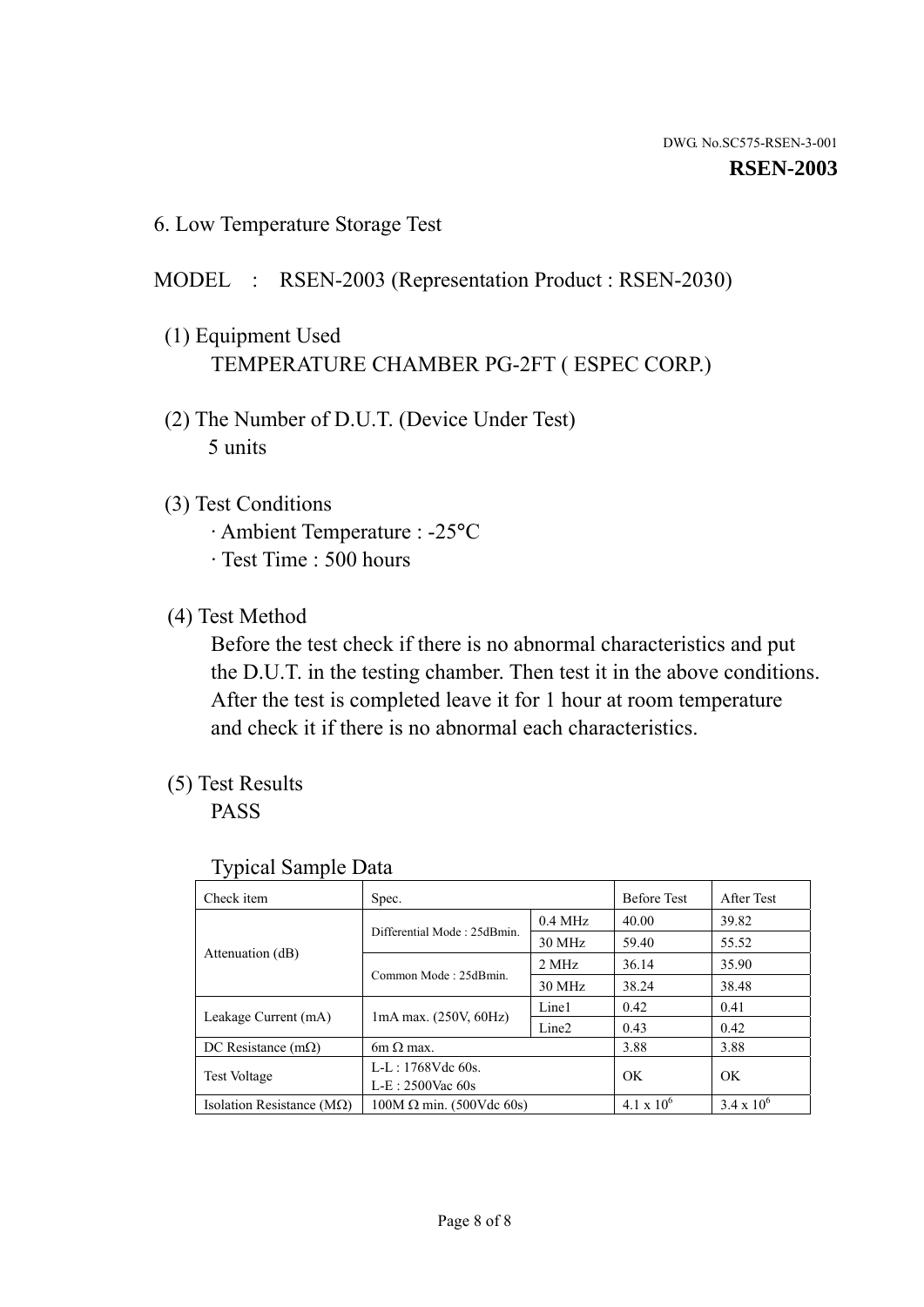DWG. No.SC575-RSEN-3-001

**RSEN-2003**

## 6. Low Temperature Storage Test

MODEL : RSEN-2003 (Representation Product : RSEN-2030)

(1) Equipment Used

TEMPERATURE CHAMBER PG-2FT ( ESPEC CORP.)

(2) The Number of D.U.T. (Device Under Test)

5 units

(3) Test Conditions

· Ambient Temperature : -25°C

· Test Time : 500 hours

(4) Test Method

Before the test check if there is no abnormal characteristics and put the D.U.T. in the testing chamber. Then test it in the above conditions. After the test is completed leave it for 1 hour at room temperature and check it if there is no abnormal each characteristics.

(5) Test Results

PASS

Typical Sample Data

| Check item | Spec. | | Before Test | After Test |
|---|---|---|---|---|
| Attenuation (dB) | Differential Mode : 25dBmin. | 0.4 MHz | 40.00 | 39.82 |
| | | 30 MHz | 59.40 | 55.52 |
| | Common Mode : 25dBmin. | 2 MHz | 36.14 | 35.90 |
| | | 30 MHz | 38.24 | 38.48 |
| Leakage Current (mA) | 1mA max. (250V, 60Hz) | Line1 | 0.42 | 0.41 |
| | | Line2 | 0.43 | 0.42 |
| DC Resistance (mΩ) | 6m Ω max. | | 3.88 | 3.88 |
| Test Voltage | L-L : 1768Vdc 60s. L-E : 2500Vac 60s | | OK | OK |
| Isolation Resistance (MΩ) | 100M Ω min. (500Vdc 60s) | | $4.1 \times 10^6$ | $3.4 \times 10^6$ |